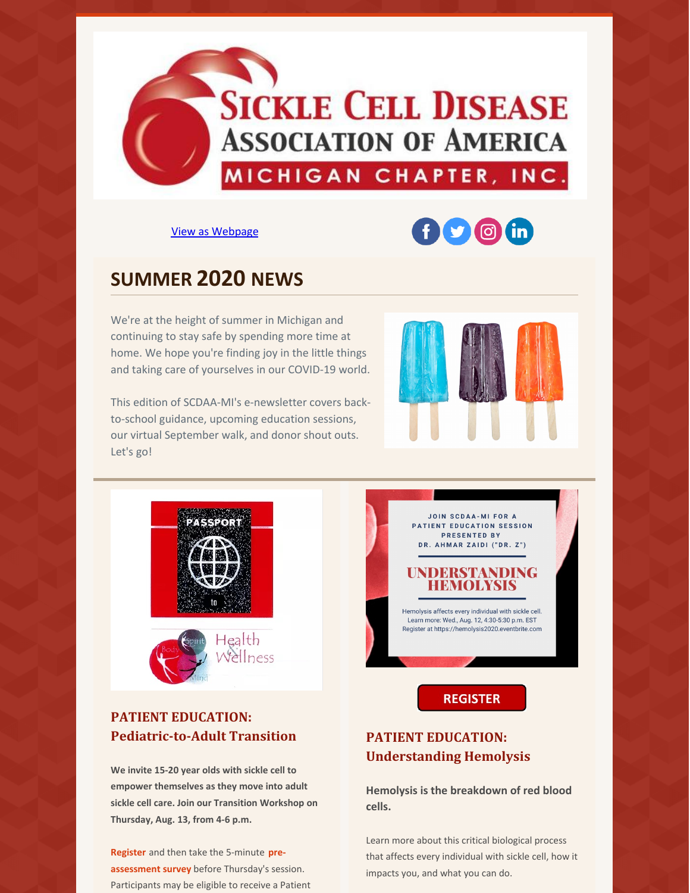View as Webpage

# SUMMER 2020 NEWS

We're at the height of summer in Michigan and continuing to stay safe by spending more time at home. We hope you're finding joy in the little things and taking care of yourselves in our COVID-19 world.

This edition of SCDAA-MI's e-newsletter covers back-to-school guidance, upcoming education sessions, our virtual September walk, and donor shout outs. Let's go!

## PATIENT EDUCATION: Pediatric-to-Adult Transition

**We invite 15-20 year olds with sickle cell to empower themselves as they move into adult sickle cell care. Join our Transition Workshop on Thursday, Aug. 13, from 4-6 p.m.**

**Register** and then take the 5-minute **pre-assessment survey** before Thursday's session. Participants may be eligible to receive a Patient

JOIN SCDAA-MI FOR A PATIENT EDUCATION SESSION PRESENTED BY DR. AHMAR ZAIDI ("DR. Z")

UNDERSTANDING HEMOLYSIS

Hemolysis affects every individual with sickle cell. Learn more: Wed., Aug. 12, 4:30-5:30 p.m. EST Register at https://hemolysis2020.eventbrite.com

**REGISTER**

## PATIENT EDUCATION: Understanding Hemolysis

**Hemolysis is the breakdown of red blood cells.**

Learn more about this critical biological process that affects every individual with sickle cell, how it impacts you, and what you can do.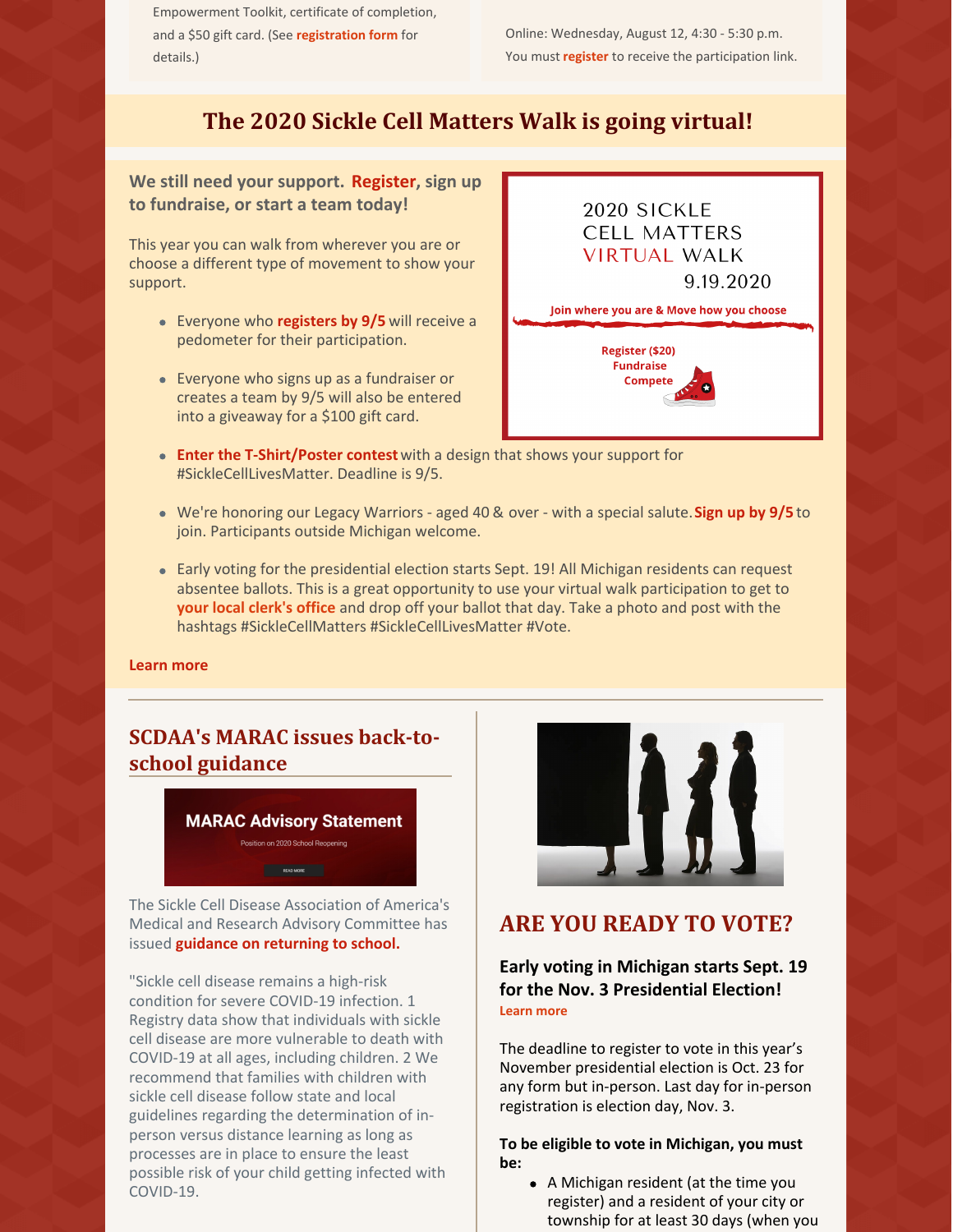Empowerment Toolkit, certificate of completion, and a $50 gift card. (See **registration form** for details.)

Online: Wednesday, August 12, 4:30 - 5:30 p.m. You must **register** to receive the participation link.

## The 2020 Sickle Cell Matters Walk is going virtual!

**We still need your support. Register, sign up to fundraise, or start a team today!**

This year you can walk from wherever you are or choose a different type of movement to show your support.

- Everyone who **registers by 9/5** will receive a pedometer for their participation.
- Everyone who signs up as a fundraiser or creates a team by 9/5 will also be entered into a giveaway for a $100 gift card.
- **Enter the T-Shirt/Poster contest** with a design that shows your support for #SickleCellLivesMatter. Deadline is 9/5.
- We're honoring our Legacy Warriors - aged 40 & over - with a special salute. **Sign up by 9/5** to join. Participants outside Michigan welcome.
- Early voting for the presidential election starts Sept. 19! All Michigan residents can request absentee ballots. This is a great opportunity to use your virtual walk participation to get to **your local clerk's office** and drop off your ballot that day. Take a photo and post with the hashtags #SickleCellMatters #SickleCellLivesMatter #Vote.

**Learn more**

## SCDAA's MARAC issues back-to-school guidance

The Sickle Cell Disease Association of America's Medical and Research Advisory Committee has issued **guidance on returning to school.**

"Sickle cell disease remains a high-risk condition for severe COVID-19 infection. 1 Registry data show that individuals with sickle cell disease are more vulnerable to death with COVID-19 at all ages, including children. 2 We recommend that families with children with sickle cell disease follow state and local guidelines regarding the determination of in-person versus distance learning as long as processes are in place to ensure the least possible risk of your child getting infected with COVID-19.

## ARE YOU READY TO VOTE?

**Early voting in Michigan starts Sept. 19 for the Nov. 3 Presidential Election!**
**Learn more**

The deadline to register to vote in this year's November presidential election is Oct. 23 for any form but in-person. Last day for in-person registration is election day, Nov. 3.

**To be eligible to vote in Michigan, you must be:**

- A Michigan resident (at the time you register) and a resident of your city or township for at least 30 days (when you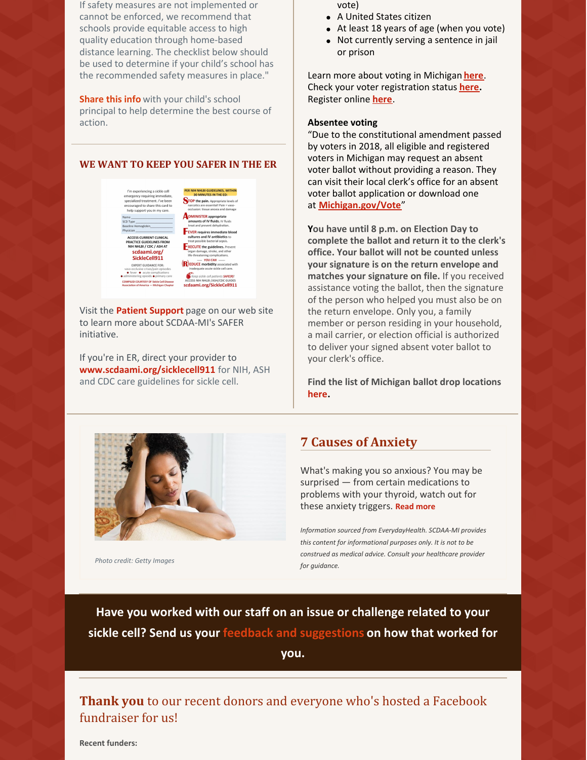If safety measures are not implemented or cannot be enforced, we recommend that schools provide equitable access to high quality education through home-based distance learning. The checklist below should be used to determine if your child's school has the recommended safety measures in place."

**Share this info** with your child's school principal to help determine the best course of action.

## WE WANT TO KEEP YOU SAFER IN THE ER

Visit the **Patient Support** page on our web site to learn more about SCDAA-MI's SAFER initiative.

If you're in ER, direct your provider to **www.scdaami.org/sicklecell911** for NIH, ASH and CDC care guidelines for sickle cell.

vote)

- A United States citizen
- At least 18 years of age (when you vote)
- Not currently serving a sentence in jail or prison

Learn more about voting in Michigan **here**. Check your voter registration status **here**. Register online **here**.

**Absentee voting**

"Due to the constitutional amendment passed by voters in 2018, all eligible and registered voters in Michigan may request an absent voter ballot without providing a reason. They can visit their local clerk's office for an absent voter ballot application or download one at **Michigan.gov/Vote**"

**You have until 8 p.m. on Election Day to complete the ballot and return it to the clerk's office. Your ballot will not be counted unless your signature is on the return envelope and matches your signature on file.** If you received assistance voting the ballot, then the signature of the person who helped you must also be on the return envelope. Only you, a family member or person residing in your household, a mail carrier, or election official is authorized to deliver your signed absent voter ballot to your clerk's office.

**Find the list of Michigan ballot drop locations here.**

*Photo credit: Getty Images*

## 7 Causes of Anxiety

What's making you so anxious? You may be surprised — from certain medications to problems with your thyroid, watch out for these anxiety triggers. **Read more**

*Information sourced from EverydayHealth. SCDAA-MI provides this content for informational purposes only. It is not to be construed as medical advice. Consult your healthcare provider for guidance.*

**Have you worked with our staff on an issue or challenge related to your sickle cell? Send us your feedback and suggestions on how that worked for you.**

## **Thank you** to our recent donors and everyone who's hosted a Facebook fundraiser for us!

**Recent funders:**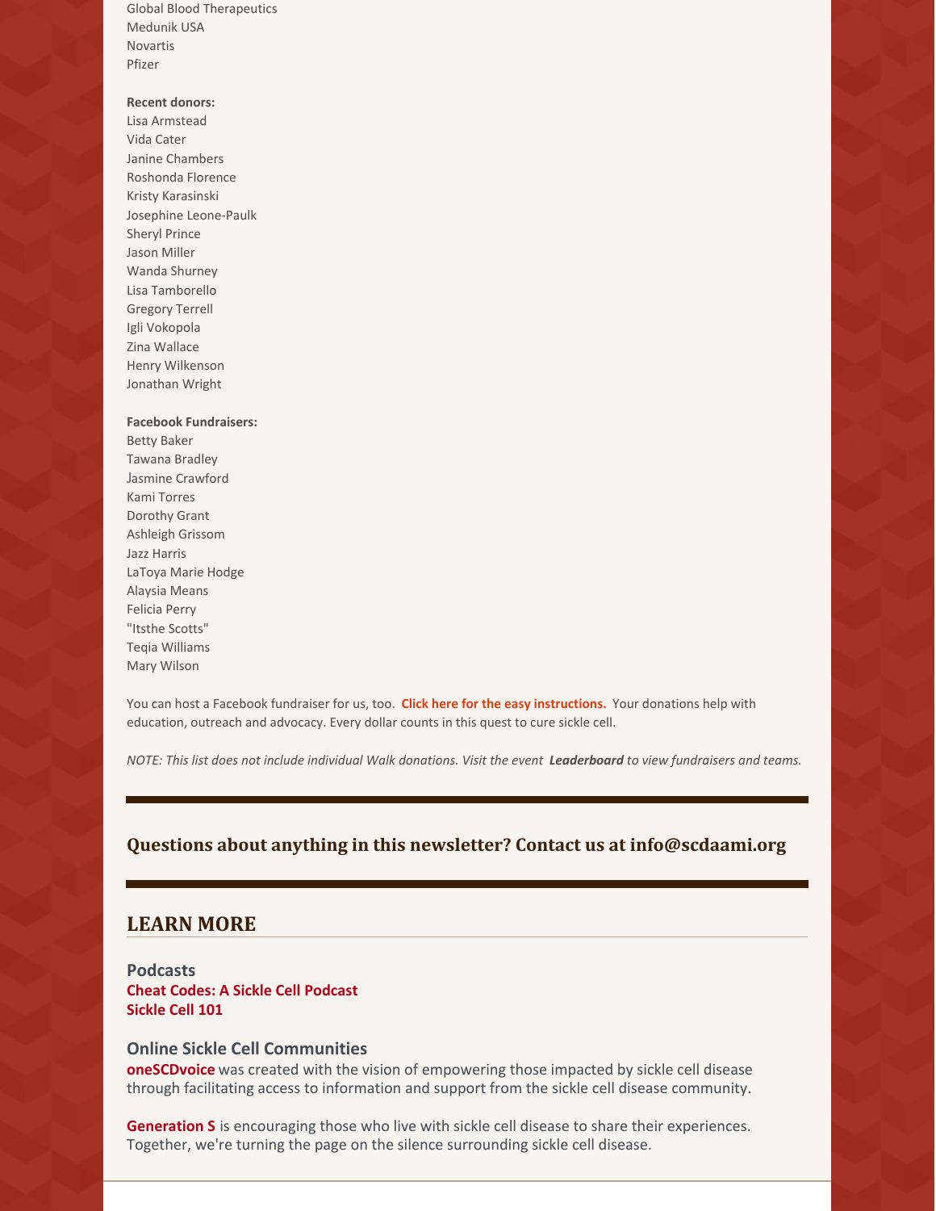Global Blood Therapeutics
Medunik USA
Novartis
Pfizer

**Recent donors:**
Lisa Armstead
Vida Cater
Janine Chambers
Roshonda Florence
Kristy Karasinski
Josephine Leone-Paulk
Sheryl Prince
Jason Miller
Wanda Shurney
Lisa Tamborello
Gregory Terrell
Igli Vokopola
Zina Wallace
Henry Wilkenson
Jonathan Wright

**Facebook Fundraisers:**
Betty Baker
Tawana Bradley
Jasmine Crawford
Kami Torres
Dorothy Grant
Ashleigh Grissom
Jazz Harris
LaToya Marie Hodge
Alaysia Means
Felicia Perry
"Itsthe Scotts"
Teqia Williams
Mary Wilson

You can host a Facebook fundraiser for us, too. **Click here for the easy instructions.** Your donations help with education, outreach and advocacy. Every dollar counts in this quest to cure sickle cell.

*NOTE: This list does not include individual Walk donations. Visit the event **Leaderboard** to view fundraisers and teams.*

---

## Questions about anything in this newsletter? Contact us at info@scdaami.org

---

## LEARN MORE

### Podcasts

**Cheat Codes: A Sickle Cell Podcast**
**Sickle Cell 101**

### Online Sickle Cell Communities

**oneSCDvoice** was created with the vision of empowering those impacted by sickle cell disease through facilitating access to information and support from the sickle cell disease community.

**Generation S** is encouraging those who live with sickle cell disease to share their experiences. Together, we're turning the page on the silence surrounding sickle cell disease.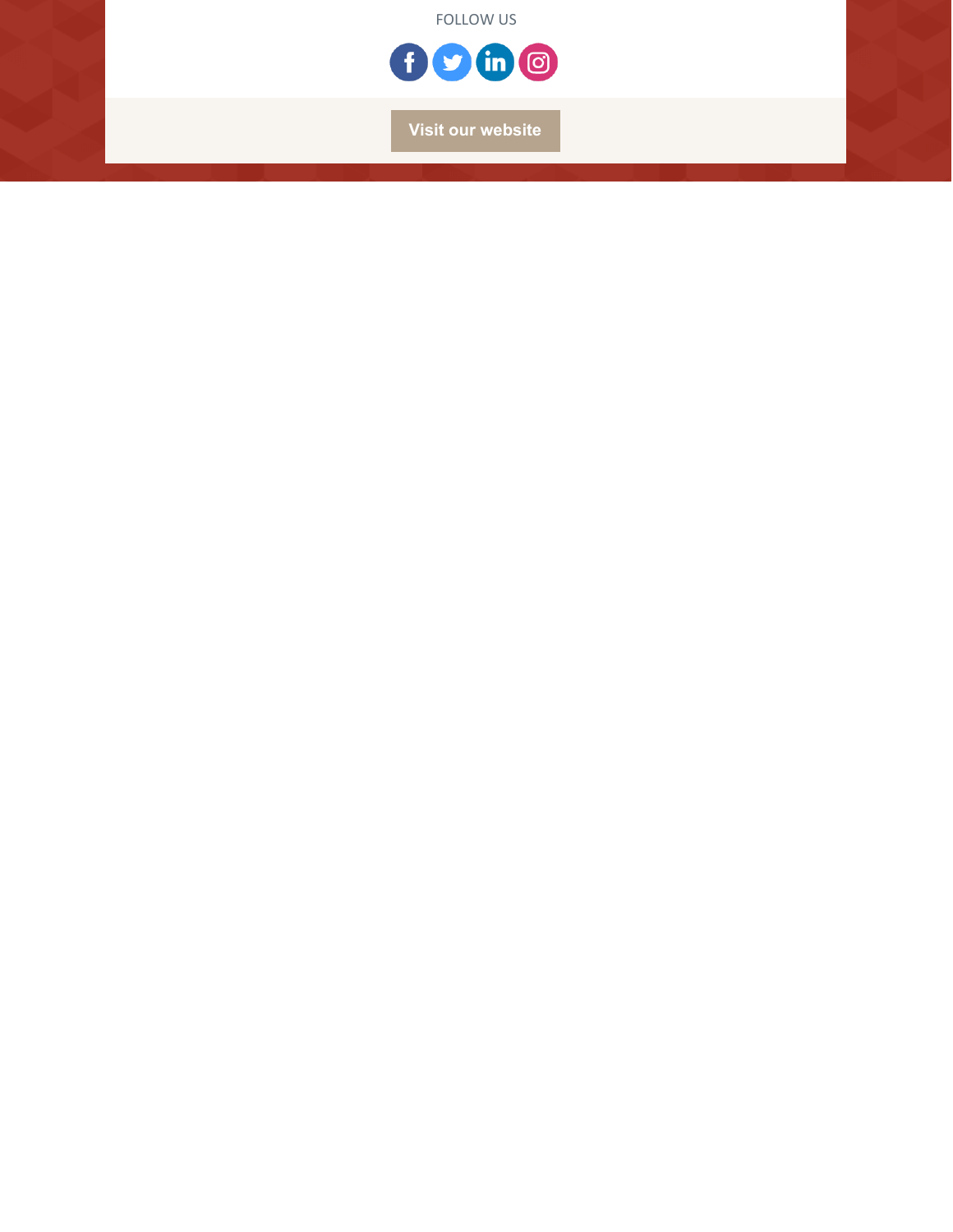FOLLOW US

Visit our website